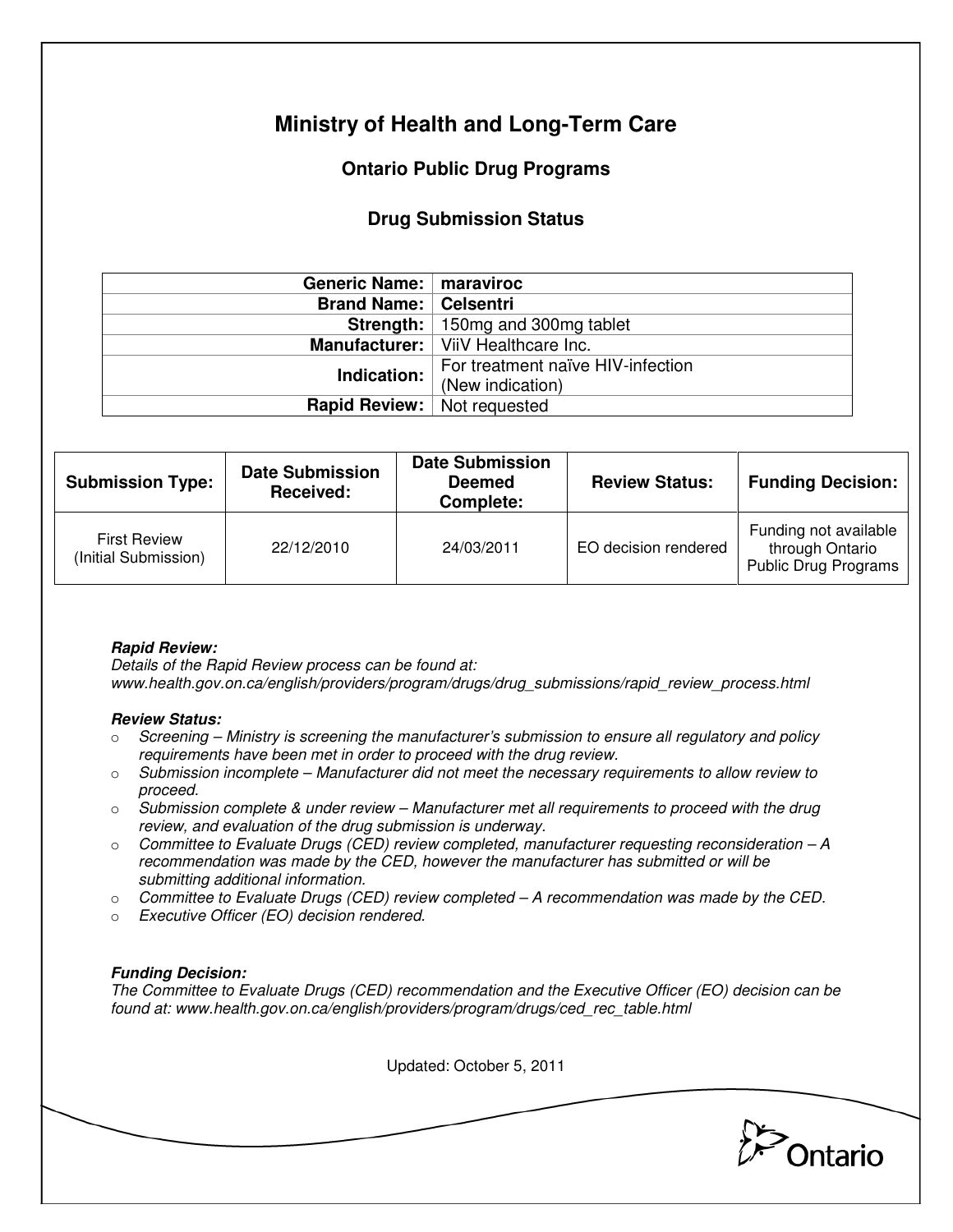# Ministry of Health and Long-Term Care

## Ontario Public Drug Programs

### Drug Submission Status

| | |
|---|---|
| **Generic Name:** | **maraviroc** |
| **Brand Name:** | **Celsentri** |
| **Strength:** | 150mg and 300mg tablet |
| **Manufacturer:** | ViiV Healthcare Inc. |
| **Indication:** | For treatment naïve HIV-infection (New indication) |
| **Rapid Review:** | Not requested |

| Submission Type: | Date Submission Received: | Date Submission Deemed Complete: | Review Status: | Funding Decision: |
|---|---|---|---|---|
| First Review (Initial Submission) | 22/12/2010 | 24/03/2011 | EO decision rendered | Funding not available through Ontario Public Drug Programs |

***Rapid Review:***
*Details of the Rapid Review process can be found at:*
*www.health.gov.on.ca/english/providers/program/drugs/drug_submissions/rapid_review_process.html*

***Review Status:***

- *Screening – Ministry is screening the manufacturer's submission to ensure all regulatory and policy requirements have been met in order to proceed with the drug review.*
- *Submission incomplete – Manufacturer did not meet the necessary requirements to allow review to proceed.*
- *Submission complete & under review – Manufacturer met all requirements to proceed with the drug review, and evaluation of the drug submission is underway.*
- *Committee to Evaluate Drugs (CED) review completed, manufacturer requesting reconsideration – A recommendation was made by the CED, however the manufacturer has submitted or will be submitting additional information.*
- *Committee to Evaluate Drugs (CED) review completed – A recommendation was made by the CED.*
- *Executive Officer (EO) decision rendered.*

***Funding Decision:***
*The Committee to Evaluate Drugs (CED) recommendation and the Executive Officer (EO) decision can be found at: www.health.gov.on.ca/english/providers/program/drugs/ced_rec_table.html*

Updated: October 5, 2011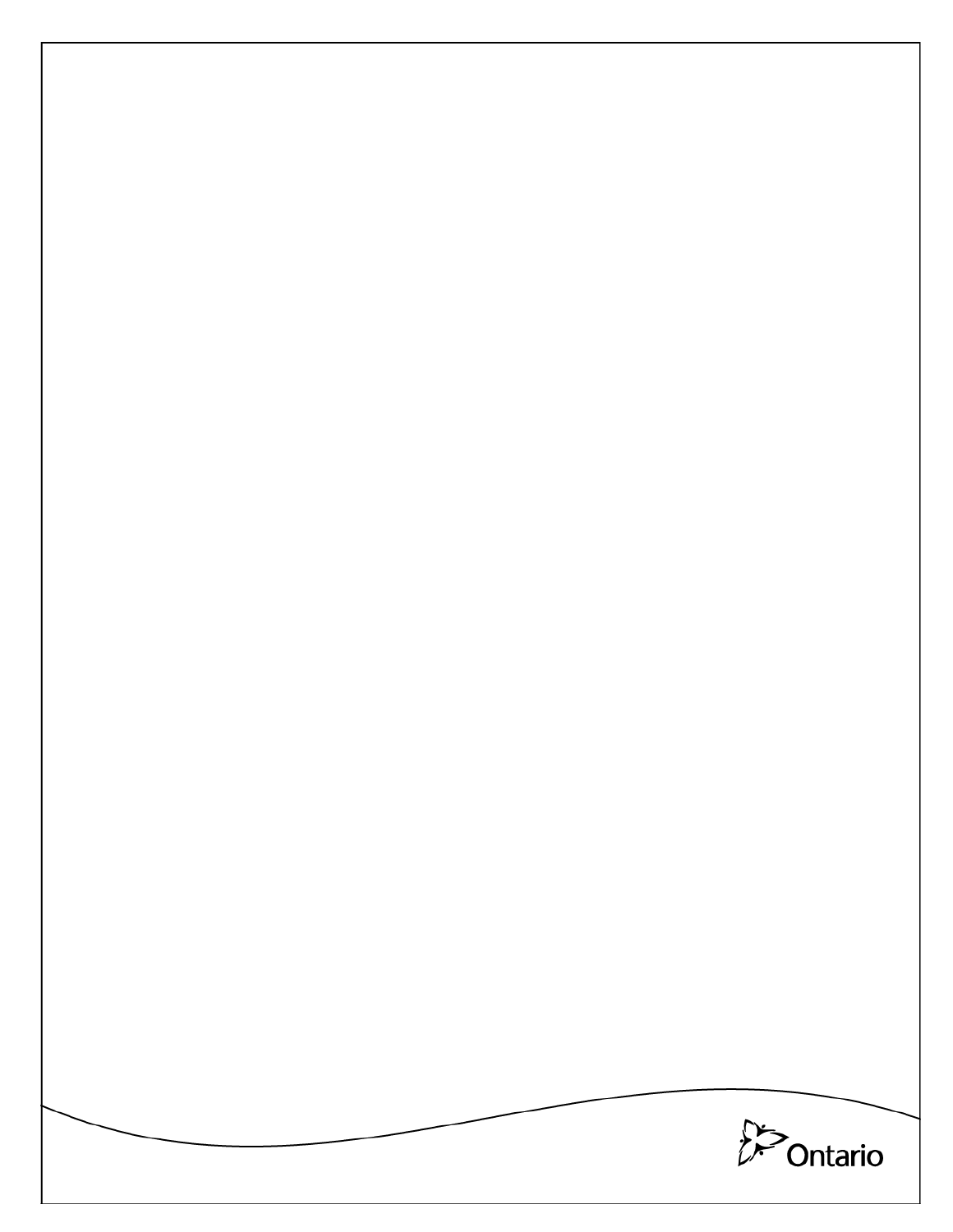Ontario